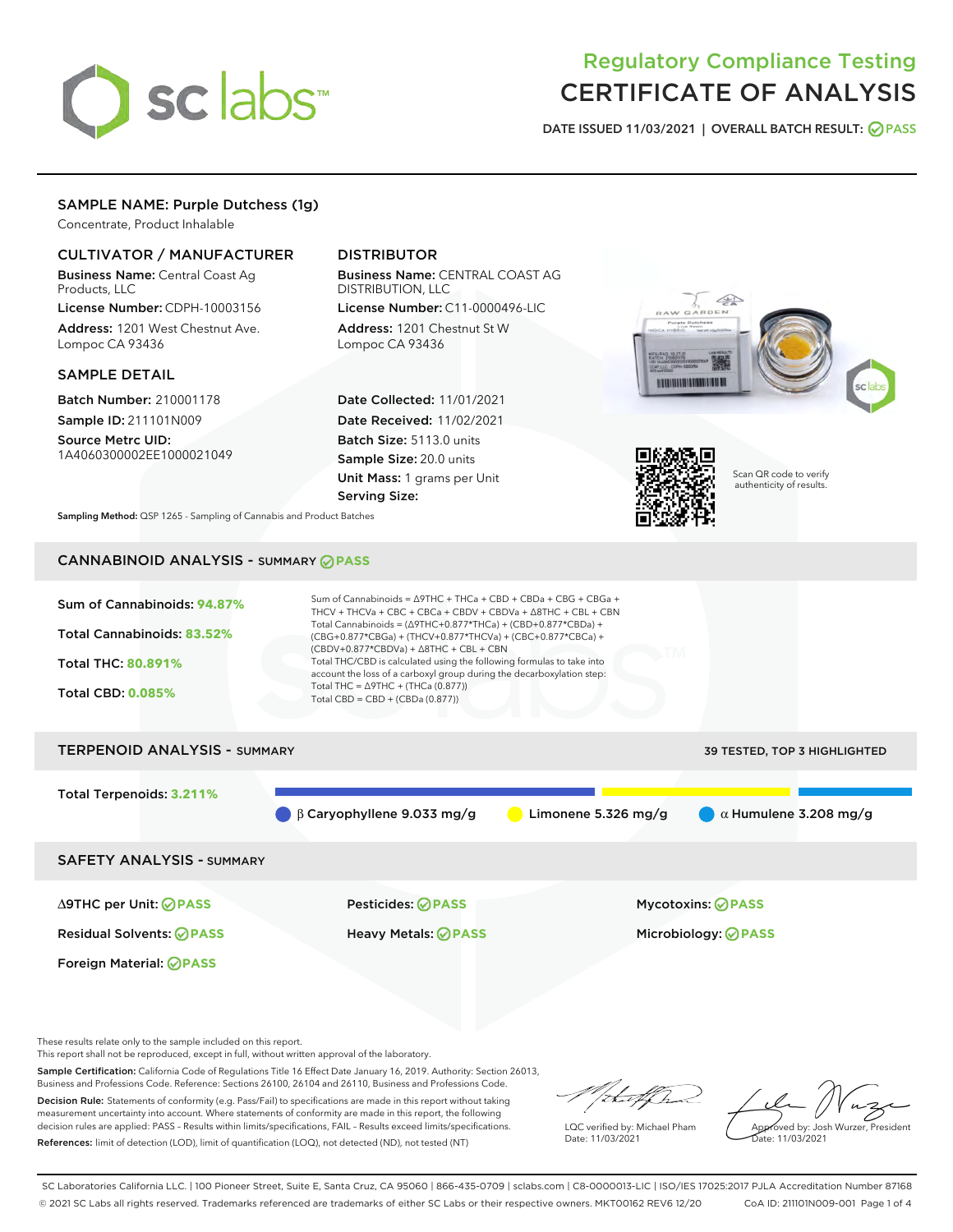# Regulatory Compliance Testing
# CERTIFICATE OF ANALYSIS

DATE ISSUED 11/03/2021 | OVERALL BATCH RESULT: PASS

## SAMPLE NAME: Purple Dutchess (1g)

Concentrate, Product Inhalable

### CULTIVATOR / MANUFACTURER

**Business Name:** Central Coast Ag Products, LLC

**License Number:** CDPH-10003156

**Address:** 1201 West Chestnut Ave. Lompoc CA 93436

### DISTRIBUTOR

**Business Name:** CENTRAL COAST AG DISTRIBUTION, LLC

**License Number:** C11-0000496-LIC

**Address:** 1201 Chestnut St W Lompoc CA 93436

### SAMPLE DETAIL

**Batch Number:** 210001178

**Sample ID:** 211101N009

**Source Metrc UID:** 1A4060300002EE1000021049

**Date Collected:** 11/01/2021

**Date Received:** 11/02/2021

**Batch Size:** 5113.0 units

**Sample Size:** 20.0 units

**Unit Mass:** 1 grams per Unit

**Serving Size:**

Scan QR code to verify authenticity of results.

**Sampling Method:** QSP 1265 - Sampling of Cannabis and Product Batches

## CANNABINOID ANALYSIS - SUMMARY PASS

Sum of Cannabinoids: **94.87%**

Total Cannabinoids: **83.52%**

Total THC: **80.891%**

Total CBD: **0.085%**

Sum of Cannabinoids = Δ9THC + THCa + CBD + CBDa + CBG + CBGa + THCV + THCVa + CBC + CBCa + CBDV + CBDVa + Δ8THC + CBL + CBN

Total Cannabinoids = (Δ9THC+0.877*THCa) + (CBD+0.877*CBDa) + (CBG+0.877*CBGa) + (THCV+0.877*THCVa) + (CBC+0.877*CBCa) + (CBDV+0.877*CBDVa) + Δ8THC + CBL + CBN

Total THC/CBD is calculated using the following formulas to take into account the loss of a carboxyl group during the decarboxylation step:

Total THC = Δ9THC + (THCa (0.877))

Total CBD = CBD + (CBDa (0.877))

## TERPENOID ANALYSIS - SUMMARY

39 TESTED, TOP 3 HIGHLIGHTED

Total Terpenoids: **3.211%**

β Caryophyllene 9.033 mg/g

Limonene 5.326 mg/g

α Humulene 3.208 mg/g

## SAFETY ANALYSIS - SUMMARY

Δ9THC per Unit: PASS

Pesticides: PASS

Mycotoxins: PASS

Residual Solvents: PASS

Heavy Metals: PASS

Microbiology: PASS

Foreign Material: PASS

These results relate only to the sample included on this report.
This report shall not be reproduced, except in full, without written approval of the laboratory.

**Sample Certification:** California Code of Regulations Title 16 Effect Date January 16, 2019. Authority: Section 26013, Business and Professions Code. Reference: Sections 26100, 26104 and 26110, Business and Professions Code.

**Decision Rule:** Statements of conformity (e.g. Pass/Fail) to specifications are made in this report without taking measurement uncertainty into account. Where statements of conformity are made in this report, the following decision rules are applied: PASS – Results within limits/specifications, FAIL – Results exceed limits/specifications.

**References:** limit of detection (LOD), limit of quantification (LOQ), not detected (ND), not tested (NT)

LQC verified by: Michael Pham
Date: 11/03/2021

Approved by: Josh Wurzer, President
Date: 11/03/2021

SC Laboratories California LLC. | 100 Pioneer Street, Suite E, Santa Cruz, CA 95060 | 866-435-0709 | sclabs.com | C8-0000013-LIC | ISO/IES 17025:2017 PJLA Accreditation Number 87168
© 2021 SC Labs all rights reserved. Trademarks referenced are trademarks of either SC Labs or their respective owners. MKT00162 REV6 12/20 CoA ID: 211101N009-001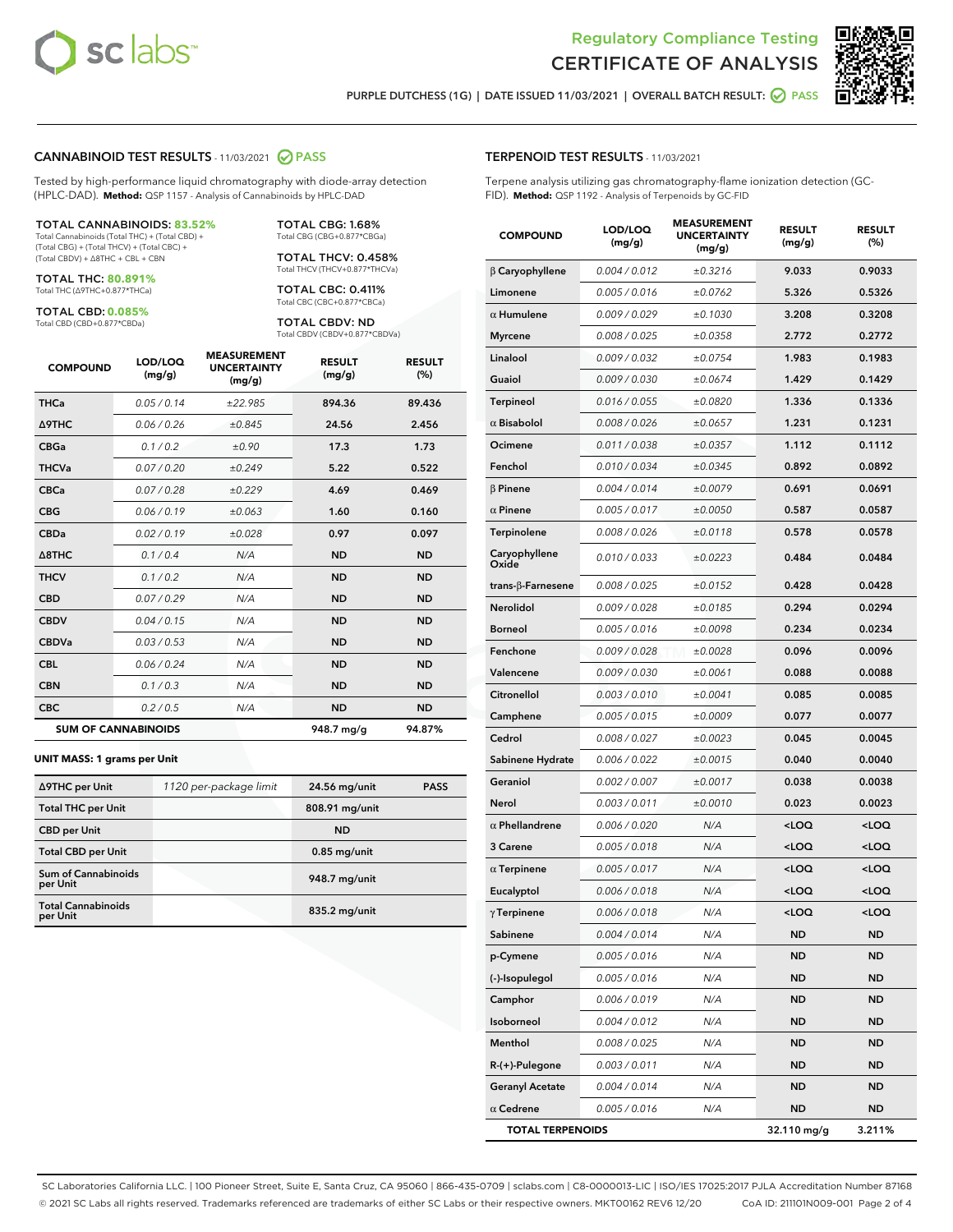# Regulatory Compliance Testing
## CERTIFICATE OF ANALYSIS

PURPLE DUTCHESS (1G) | DATE ISSUED 11/03/2021 | OVERALL BATCH RESULT: PASS

## CANNABINOID TEST RESULTS - 11/03/2021 PASS

Tested by high-performance liquid chromatography with diode-array detection (HPLC-DAD). **Method:** QSP 1157 - Analysis of Cannabinoids by HPLC-DAD

**TOTAL CANNABINOIDS: 83.52%**
Total Cannabinoids (Total THC) + (Total CBD) + (Total CBG) + (Total THCV) + (Total CBC) + (Total CBDV) + Δ8THC + CBL + CBN

**TOTAL THC: 80.891%**
Total THC (Δ9THC+0.877*THCa)

**TOTAL CBD: 0.085%**
Total CBD (CBD+0.877*CBDa)

**TOTAL CBG: 1.68%**
Total CBG (CBG+0.877*CBGa)

**TOTAL THCV: 0.458%**
Total THCV (THCV+0.877*THCVa)

**TOTAL CBC: 0.411%**
Total CBC (CBC+0.877*CBCa)

**TOTAL CBDV: ND**
Total CBDV (CBDV+0.877*CBDVa)

| COMPOUND | LOD/LOQ (mg/g) | MEASUREMENT UNCERTAINTY (mg/g) | RESULT (mg/g) | RESULT (%) |
|---|---|---|---|---|
| THCa | 0.05 / 0.14 | ±22.985 | 894.36 | 89.436 |
| Δ9THC | 0.06 / 0.26 | ±0.845 | 24.56 | 2.456 |
| CBGa | 0.1 / 0.2 | ±0.90 | 17.3 | 1.73 |
| THCVa | 0.07 / 0.20 | ±0.249 | 5.22 | 0.522 |
| CBCa | 0.07 / 0.28 | ±0.229 | 4.69 | 0.469 |
| CBG | 0.06 / 0.19 | ±0.063 | 1.60 | 0.160 |
| CBDa | 0.02 / 0.19 | ±0.028 | 0.97 | 0.097 |
| Δ8THC | 0.1 / 0.4 | N/A | ND | ND |
| THCV | 0.1 / 0.2 | N/A | ND | ND |
| CBD | 0.07 / 0.29 | N/A | ND | ND |
| CBDV | 0.04 / 0.15 | N/A | ND | ND |
| CBDVa | 0.03 / 0.53 | N/A | ND | ND |
| CBL | 0.06 / 0.24 | N/A | ND | ND |
| CBN | 0.1 / 0.3 | N/A | ND | ND |
| CBC | 0.2 / 0.5 | N/A | ND | ND |
| **SUM OF CANNABINOIDS** | | | **948.7 mg/g** | **94.87%** |

**UNIT MASS: 1 grams per Unit**

| | | | |
|---|---|---|---|
| Δ9THC per Unit | 1120 per-package limit | 24.56 mg/unit | PASS |
| Total THC per Unit | | 808.91 mg/unit | |
| CBD per Unit | | ND | |
| Total CBD per Unit | | 0.85 mg/unit | |
| Sum of Cannabinoids per Unit | | 948.7 mg/unit | |
| Total Cannabinoids per Unit | | 835.2 mg/unit | |

## TERPENOID TEST RESULTS - 11/03/2021

Terpene analysis utilizing gas chromatography-flame ionization detection (GC-FID). **Method:** QSP 1192 - Analysis of Terpenoids by GC-FID

| COMPOUND | LOD/LOQ (mg/g) | MEASUREMENT UNCERTAINTY (mg/g) | RESULT (mg/g) | RESULT (%) |
|---|---|---|---|---|
| β Caryophyllene | 0.004 / 0.012 | ±0.3216 | 9.033 | 0.9033 |
| Limonene | 0.005 / 0.016 | ±0.0762 | 5.326 | 0.5326 |
| α Humulene | 0.009 / 0.029 | ±0.1030 | 3.208 | 0.3208 |
| Myrcene | 0.008 / 0.025 | ±0.0358 | 2.772 | 0.2772 |
| Linalool | 0.009 / 0.032 | ±0.0754 | 1.983 | 0.1983 |
| Guaiol | 0.009 / 0.030 | ±0.0674 | 1.429 | 0.1429 |
| Terpineol | 0.016 / 0.055 | ±0.0820 | 1.336 | 0.1336 |
| α Bisabolol | 0.008 / 0.026 | ±0.0657 | 1.231 | 0.1231 |
| Ocimene | 0.011 / 0.038 | ±0.0357 | 1.112 | 0.1112 |
| Fenchol | 0.010 / 0.034 | ±0.0345 | 0.892 | 0.0892 |
| β Pinene | 0.004 / 0.014 | ±0.0079 | 0.691 | 0.0691 |
| α Pinene | 0.005 / 0.017 | ±0.0050 | 0.587 | 0.0587 |
| Terpinolene | 0.008 / 0.026 | ±0.0118 | 0.578 | 0.0578 |
| Caryophyllene Oxide | 0.010 / 0.033 | ±0.0223 | 0.484 | 0.0484 |
| trans-β-Farnesene | 0.008 / 0.025 | ±0.0152 | 0.428 | 0.0428 |
| Nerolidol | 0.009 / 0.028 | ±0.0185 | 0.294 | 0.0294 |
| Borneol | 0.005 / 0.016 | ±0.0098 | 0.234 | 0.0234 |
| Fenchone | 0.009 / 0.028 | ±0.0028 | 0.096 | 0.0096 |
| Valencene | 0.009 / 0.030 | ±0.0061 | 0.088 | 0.0088 |
| Citronellol | 0.003 / 0.010 | ±0.0041 | 0.085 | 0.0085 |
| Camphene | 0.005 / 0.015 | ±0.0009 | 0.077 | 0.0077 |
| Cedrol | 0.008 / 0.027 | ±0.0023 | 0.045 | 0.0045 |
| Sabinene Hydrate | 0.006 / 0.022 | ±0.0015 | 0.040 | 0.0040 |
| Geraniol | 0.002 / 0.007 | ±0.0017 | 0.038 | 0.0038 |
| Nerol | 0.003 / 0.011 | ±0.0010 | 0.023 | 0.0023 |
| α Phellandrene | 0.006 / 0.020 | N/A | <LOQ | <LOQ |
| 3 Carene | 0.005 / 0.018 | N/A | <LOQ | <LOQ |
| α Terpinene | 0.005 / 0.017 | N/A | <LOQ | <LOQ |
| Eucalyptol | 0.006 / 0.018 | N/A | <LOQ | <LOQ |
| γ Terpinene | 0.006 / 0.018 | N/A | <LOQ | <LOQ |
| Sabinene | 0.004 / 0.014 | N/A | ND | ND |
| p-Cymene | 0.005 / 0.016 | N/A | ND | ND |
| (-)-Isopulegol | 0.005 / 0.016 | N/A | ND | ND |
| Camphor | 0.006 / 0.019 | N/A | ND | ND |
| Isoborneol | 0.004 / 0.012 | N/A | ND | ND |
| Menthol | 0.008 / 0.025 | N/A | ND | ND |
| R-(+)-Pulegone | 0.003 / 0.011 | N/A | ND | ND |
| Geranyl Acetate | 0.004 / 0.014 | N/A | ND | ND |
| α Cedrene | 0.005 / 0.016 | N/A | ND | ND |
| **TOTAL TERPENOIDS** | | | **32.110 mg/g** | **3.211%** |

SC Laboratories California LLC. | 100 Pioneer Street, Suite E, Santa Cruz, CA 95060 | 866-435-0709 | sclabs.com | C8-0000013-LIC | ISO/IES 17025:2017 PJLA Accreditation Number 87168
© 2021 SC Labs all rights reserved. Trademarks referenced are trademarks of either SC Labs or their respective owners. MKT00162 REV6 12/20 CoA ID: 211101N009-001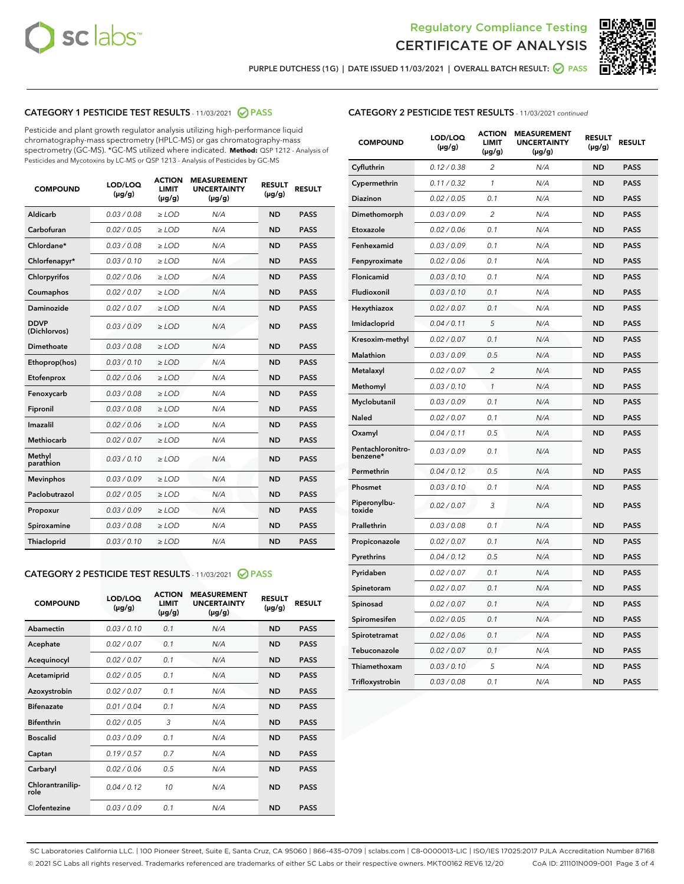Regulatory Compliance Testing
# CERTIFICATE OF ANALYSIS

PURPLE DUTCHESS (1G) | DATE ISSUED 11/03/2021 | OVERALL BATCH RESULT: PASS

## CATEGORY 1 PESTICIDE TEST RESULTS - 11/03/2021 PASS

Pesticide and plant growth regulator analysis utilizing high-performance liquid chromatography-mass spectrometry (HPLC-MS) or gas chromatography-mass spectrometry (GC-MS). *GC-MS utilized where indicated. **Method:** QSP 1212 - Analysis of Pesticides and Mycotoxins by LC-MS or QSP 1213 - Analysis of Pesticides by GC-MS

| COMPOUND | LOD/LOQ (µg/g) | ACTION LIMIT (µg/g) | MEASUREMENT UNCERTAINTY (µg/g) | RESULT (µg/g) | RESULT |
|---|---|---|---|---|---|
| Aldicarb | 0.03 / 0.08 | ≥ LOD | N/A | ND | PASS |
| Carbofuran | 0.02 / 0.05 | ≥ LOD | N/A | ND | PASS |
| Chlordane* | 0.03 / 0.08 | ≥ LOD | N/A | ND | PASS |
| Chlorfenapyr* | 0.03 / 0.10 | ≥ LOD | N/A | ND | PASS |
| Chlorpyrifos | 0.02 / 0.06 | ≥ LOD | N/A | ND | PASS |
| Coumaphos | 0.02 / 0.07 | ≥ LOD | N/A | ND | PASS |
| Daminozide | 0.02 / 0.07 | ≥ LOD | N/A | ND | PASS |
| DDVP (Dichlorvos) | 0.03 / 0.09 | ≥ LOD | N/A | ND | PASS |
| Dimethoate | 0.03 / 0.08 | ≥ LOD | N/A | ND | PASS |
| Ethoprop(hos) | 0.03 / 0.10 | ≥ LOD | N/A | ND | PASS |
| Etofenprox | 0.02 / 0.06 | ≥ LOD | N/A | ND | PASS |
| Fenoxycarb | 0.03 / 0.08 | ≥ LOD | N/A | ND | PASS |
| Fipronil | 0.03 / 0.08 | ≥ LOD | N/A | ND | PASS |
| Imazalil | 0.02 / 0.06 | ≥ LOD | N/A | ND | PASS |
| Methiocarb | 0.02 / 0.07 | ≥ LOD | N/A | ND | PASS |
| Methyl parathion | 0.03 / 0.10 | ≥ LOD | N/A | ND | PASS |
| Mevinphos | 0.03 / 0.09 | ≥ LOD | N/A | ND | PASS |
| Paclobutrazol | 0.02 / 0.05 | ≥ LOD | N/A | ND | PASS |
| Propoxur | 0.03 / 0.09 | ≥ LOD | N/A | ND | PASS |
| Spiroxamine | 0.03 / 0.08 | ≥ LOD | N/A | ND | PASS |
| Thiacloprid | 0.03 / 0.10 | ≥ LOD | N/A | ND | PASS |

## CATEGORY 2 PESTICIDE TEST RESULTS - 11/03/2021 PASS

| COMPOUND | LOD/LOQ (µg/g) | ACTION LIMIT (µg/g) | MEASUREMENT UNCERTAINTY (µg/g) | RESULT (µg/g) | RESULT |
|---|---|---|---|---|---|
| Abamectin | 0.03 / 0.10 | 0.1 | N/A | ND | PASS |
| Acephate | 0.02 / 0.07 | 0.1 | N/A | ND | PASS |
| Acequinocyl | 0.02 / 0.07 | 0.1 | N/A | ND | PASS |
| Acetamiprid | 0.02 / 0.05 | 0.1 | N/A | ND | PASS |
| Azoxystrobin | 0.02 / 0.07 | 0.1 | N/A | ND | PASS |
| Bifenazate | 0.01 / 0.04 | 0.1 | N/A | ND | PASS |
| Bifenthrin | 0.02 / 0.05 | 3 | N/A | ND | PASS |
| Boscalid | 0.03 / 0.09 | 0.1 | N/A | ND | PASS |
| Captan | 0.19 / 0.57 | 0.7 | N/A | ND | PASS |
| Carbaryl | 0.02 / 0.06 | 0.5 | N/A | ND | PASS |
| Chlorantraniliprole | 0.04 / 0.12 | 10 | N/A | ND | PASS |
| Clofentezine | 0.03 / 0.09 | 0.1 | N/A | ND | PASS |
| Cyfluthrin | 0.12 / 0.38 | 2 | N/A | ND | PASS |
| Cypermethrin | 0.11 / 0.32 | 1 | N/A | ND | PASS |
| Diazinon | 0.02 / 0.05 | 0.1 | N/A | ND | PASS |
| Dimethomorph | 0.03 / 0.09 | 2 | N/A | ND | PASS |
| Etoxazole | 0.02 / 0.06 | 0.1 | N/A | ND | PASS |
| Fenhexamid | 0.03 / 0.09 | 0.1 | N/A | ND | PASS |
| Fenpyroximate | 0.02 / 0.06 | 0.1 | N/A | ND | PASS |
| Flonicamid | 0.03 / 0.10 | 0.1 | N/A | ND | PASS |
| Fludioxonil | 0.03 / 0.10 | 0.1 | N/A | ND | PASS |
| Hexythiazox | 0.02 / 0.07 | 0.1 | N/A | ND | PASS |
| Imidacloprid | 0.04 / 0.11 | 5 | N/A | ND | PASS |
| Kresoxim-methyl | 0.02 / 0.07 | 0.1 | N/A | ND | PASS |
| Malathion | 0.03 / 0.09 | 0.5 | N/A | ND | PASS |
| Metalaxyl | 0.02 / 0.07 | 2 | N/A | ND | PASS |
| Methomyl | 0.03 / 0.10 | 1 | N/A | ND | PASS |
| Myclobutanil | 0.03 / 0.09 | 0.1 | N/A | ND | PASS |
| Naled | 0.02 / 0.07 | 0.1 | N/A | ND | PASS |
| Oxamyl | 0.04 / 0.11 | 0.5 | N/A | ND | PASS |
| Pentachloronitrobenzene* | 0.03 / 0.09 | 0.1 | N/A | ND | PASS |
| Permethrin | 0.04 / 0.12 | 0.5 | N/A | ND | PASS |
| Phosmet | 0.03 / 0.10 | 0.1 | N/A | ND | PASS |
| Piperonylbutoxide | 0.02 / 0.07 | 3 | N/A | ND | PASS |
| Prallethrin | 0.03 / 0.08 | 0.1 | N/A | ND | PASS |
| Propiconazole | 0.02 / 0.07 | 0.1 | N/A | ND | PASS |
| Pyrethrins | 0.04 / 0.12 | 0.5 | N/A | ND | PASS |
| Pyridaben | 0.02 / 0.07 | 0.1 | N/A | ND | PASS |
| Spinetoram | 0.02 / 0.07 | 0.1 | N/A | ND | PASS |
| Spinosad | 0.02 / 0.07 | 0.1 | N/A | ND | PASS |
| Spiromesifen | 0.02 / 0.05 | 0.1 | N/A | ND | PASS |
| Spirotetramat | 0.02 / 0.06 | 0.1 | N/A | ND | PASS |
| Tebuconazole | 0.02 / 0.07 | 0.1 | N/A | ND | PASS |
| Thiamethoxam | 0.03 / 0.10 | 5 | N/A | ND | PASS |
| Trifloxystrobin | 0.03 / 0.08 | 0.1 | N/A | ND | PASS |

SC Laboratories California LLC. | 100 Pioneer Street, Suite E, Santa Cruz, CA 95060 | 866-435-0709 | sclabs.com | C8-0000013-LIC | ISO/IES 17025:2017 PJLA Accreditation Number 87168
© 2021 SC Labs all rights reserved. Trademarks referenced are trademarks of either SC Labs or their respective owners. MKT00162 REV6 12/20 CoA ID: 211101N009-001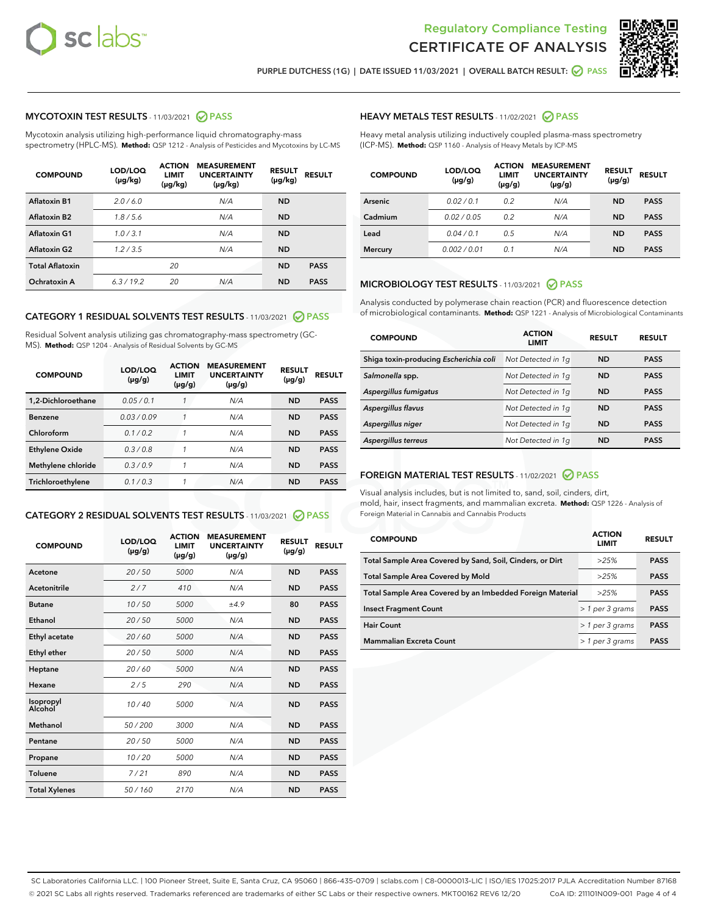Regulatory Compliance Testing
# CERTIFICATE OF ANALYSIS

PURPLE DUTCHESS (1G) | DATE ISSUED 11/03/2021 | OVERALL BATCH RESULT: PASS

## MYCOTOXIN TEST RESULTS - 11/03/2021 PASS

Mycotoxin analysis utilizing high-performance liquid chromatography-mass spectrometry (HPLC-MS). **Method:** QSP 1212 - Analysis of Pesticides and Mycotoxins by LC-MS

| COMPOUND | LOD/LOQ (µg/kg) | ACTION LIMIT (µg/kg) | MEASUREMENT UNCERTAINTY (µg/kg) | RESULT (µg/kg) | RESULT |
|---|---|---|---|---|---|
| Aflatoxin B1 | 2.0 / 6.0 | | N/A | ND | |
| Aflatoxin B2 | 1.8 / 5.6 | | N/A | ND | |
| Aflatoxin G1 | 1.0 / 3.1 | | N/A | ND | |
| Aflatoxin G2 | 1.2 / 3.5 | | N/A | ND | |
| Total Aflatoxin | | 20 | | ND | PASS |
| Ochratoxin A | 6.3 / 19.2 | 20 | N/A | ND | PASS |

## CATEGORY 1 RESIDUAL SOLVENTS TEST RESULTS - 11/03/2021 PASS

Residual Solvent analysis utilizing gas chromatography-mass spectrometry (GC-MS). **Method:** QSP 1204 - Analysis of Residual Solvents by GC-MS

| COMPOUND | LOD/LOQ (µg/g) | ACTION LIMIT (µg/g) | MEASUREMENT UNCERTAINTY (µg/g) | RESULT (µg/g) | RESULT |
|---|---|---|---|---|---|
| 1,2-Dichloroethane | 0.05 / 0.1 | 1 | N/A | ND | PASS |
| Benzene | 0.03 / 0.09 | 1 | N/A | ND | PASS |
| Chloroform | 0.1 / 0.2 | 1 | N/A | ND | PASS |
| Ethylene Oxide | 0.3 / 0.8 | 1 | N/A | ND | PASS |
| Methylene chloride | 0.3 / 0.9 | 1 | N/A | ND | PASS |
| Trichloroethylene | 0.1 / 0.3 | 1 | N/A | ND | PASS |

## CATEGORY 2 RESIDUAL SOLVENTS TEST RESULTS - 11/03/2021 PASS

| COMPOUND | LOD/LOQ (µg/g) | ACTION LIMIT (µg/g) | MEASUREMENT UNCERTAINTY (µg/g) | RESULT (µg/g) | RESULT |
|---|---|---|---|---|---|
| Acetone | 20 / 50 | 5000 | N/A | ND | PASS |
| Acetonitrile | 2 / 7 | 410 | N/A | ND | PASS |
| Butane | 10 / 50 | 5000 | ±4.9 | 80 | PASS |
| Ethanol | 20 / 50 | 5000 | N/A | ND | PASS |
| Ethyl acetate | 20 / 60 | 5000 | N/A | ND | PASS |
| Ethyl ether | 20 / 50 | 5000 | N/A | ND | PASS |
| Heptane | 20 / 60 | 5000 | N/A | ND | PASS |
| Hexane | 2 / 5 | 290 | N/A | ND | PASS |
| Isopropyl Alcohol | 10 / 40 | 5000 | N/A | ND | PASS |
| Methanol | 50 / 200 | 3000 | N/A | ND | PASS |
| Pentane | 20 / 50 | 5000 | N/A | ND | PASS |
| Propane | 10 / 20 | 5000 | N/A | ND | PASS |
| Toluene | 7 / 21 | 890 | N/A | ND | PASS |
| Total Xylenes | 50 / 160 | 2170 | N/A | ND | PASS |

## HEAVY METALS TEST RESULTS - 11/02/2021 PASS

Heavy metal analysis utilizing inductively coupled plasma-mass spectrometry (ICP-MS). **Method:** QSP 1160 - Analysis of Heavy Metals by ICP-MS

| COMPOUND | LOD/LOQ (µg/g) | ACTION LIMIT (µg/g) | MEASUREMENT UNCERTAINTY (µg/g) | RESULT (µg/g) | RESULT |
|---|---|---|---|---|---|
| Arsenic | 0.02 / 0.1 | 0.2 | N/A | ND | PASS |
| Cadmium | 0.02 / 0.05 | 0.2 | N/A | ND | PASS |
| Lead | 0.04 / 0.1 | 0.5 | N/A | ND | PASS |
| Mercury | 0.002 / 0.01 | 0.1 | N/A | ND | PASS |

## MICROBIOLOGY TEST RESULTS - 11/03/2021 PASS

Analysis conducted by polymerase chain reaction (PCR) and fluorescence detection of microbiological contaminants. **Method:** QSP 1221 - Analysis of Microbiological Contaminants

| COMPOUND | ACTION LIMIT | RESULT | RESULT |
|---|---|---|---|
| Shiga toxin-producing *Escherichia coli* | Not Detected in 1g | ND | PASS |
| *Salmonella* spp. | Not Detected in 1g | ND | PASS |
| *Aspergillus fumigatus* | Not Detected in 1g | ND | PASS |
| *Aspergillus flavus* | Not Detected in 1g | ND | PASS |
| *Aspergillus niger* | Not Detected in 1g | ND | PASS |
| *Aspergillus terreus* | Not Detected in 1g | ND | PASS |

## FOREIGN MATERIAL TEST RESULTS - 11/02/2021 PASS

Visual analysis includes, but is not limited to, sand, soil, cinders, dirt, mold, hair, insect fragments, and mammalian excreta. **Method:** QSP 1226 - Analysis of Foreign Material in Cannabis and Cannabis Products

| COMPOUND | ACTION LIMIT | RESULT |
|---|---|---|
| Total Sample Area Covered by Sand, Soil, Cinders, or Dirt | >25% | PASS |
| Total Sample Area Covered by Mold | >25% | PASS |
| Total Sample Area Covered by an Imbedded Foreign Material | >25% | PASS |
| Insect Fragment Count | > 1 per 3 grams | PASS |
| Hair Count | > 1 per 3 grams | PASS |
| Mammalian Excreta Count | > 1 per 3 grams | PASS |

SC Laboratories California LLC. | 100 Pioneer Street, Suite E, Santa Cruz, CA 95060 | 866-435-0709 | sclabs.com | C8-0000013-LIC | ISO/IES 17025:2017 PJLA Accreditation Number 87168
© 2021 SC Labs all rights reserved. Trademarks referenced are trademarks of either SC Labs or their respective owners. MKT00162 REV6 12/20 CoA ID: 211101N009-001